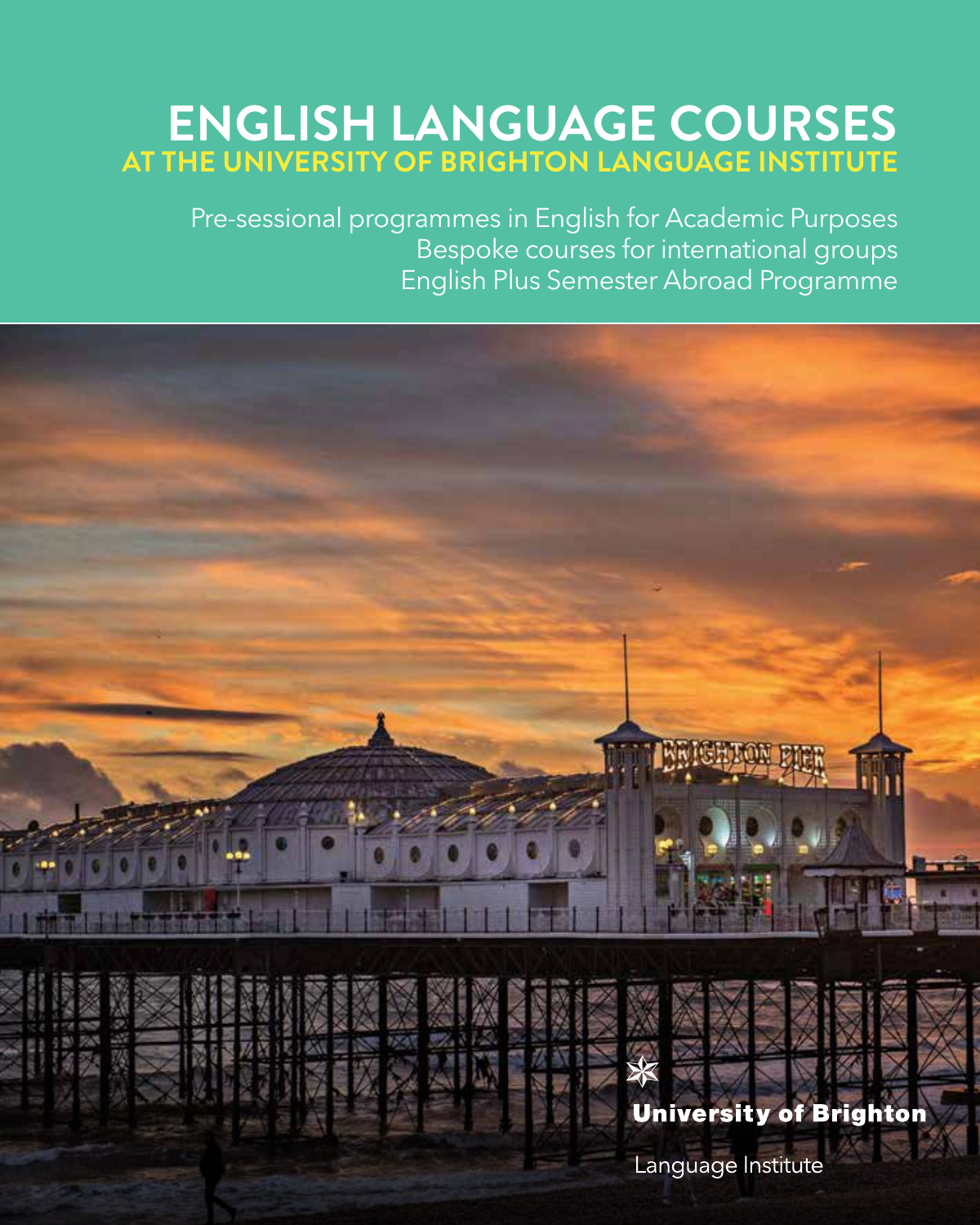# ENGLISH LANGUAGE COURSES
## AT THE UNIVERSITY OF BRIGHTON LANGUAGE INSTITUTE

Pre-sessional programmes in English for Academic Purposes
Bespoke courses for international groups
English Plus Semester Abroad Programme

**University of Brighton**

Language Institute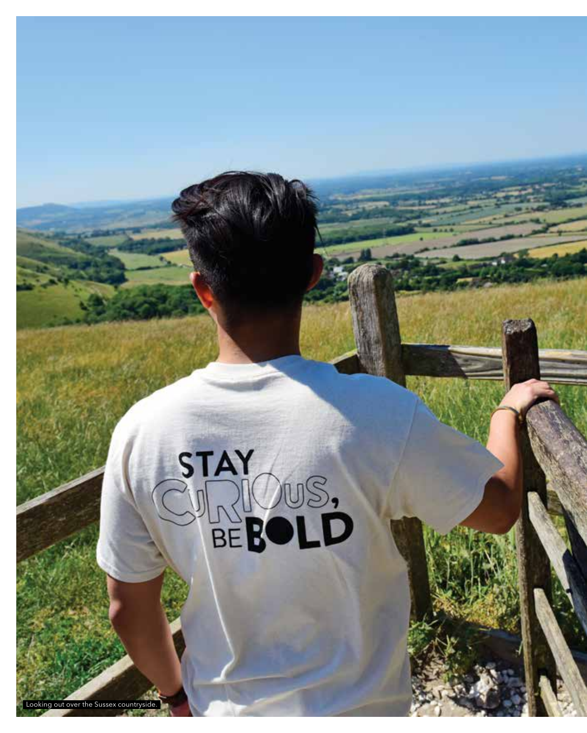Looking out over the Sussex countryside.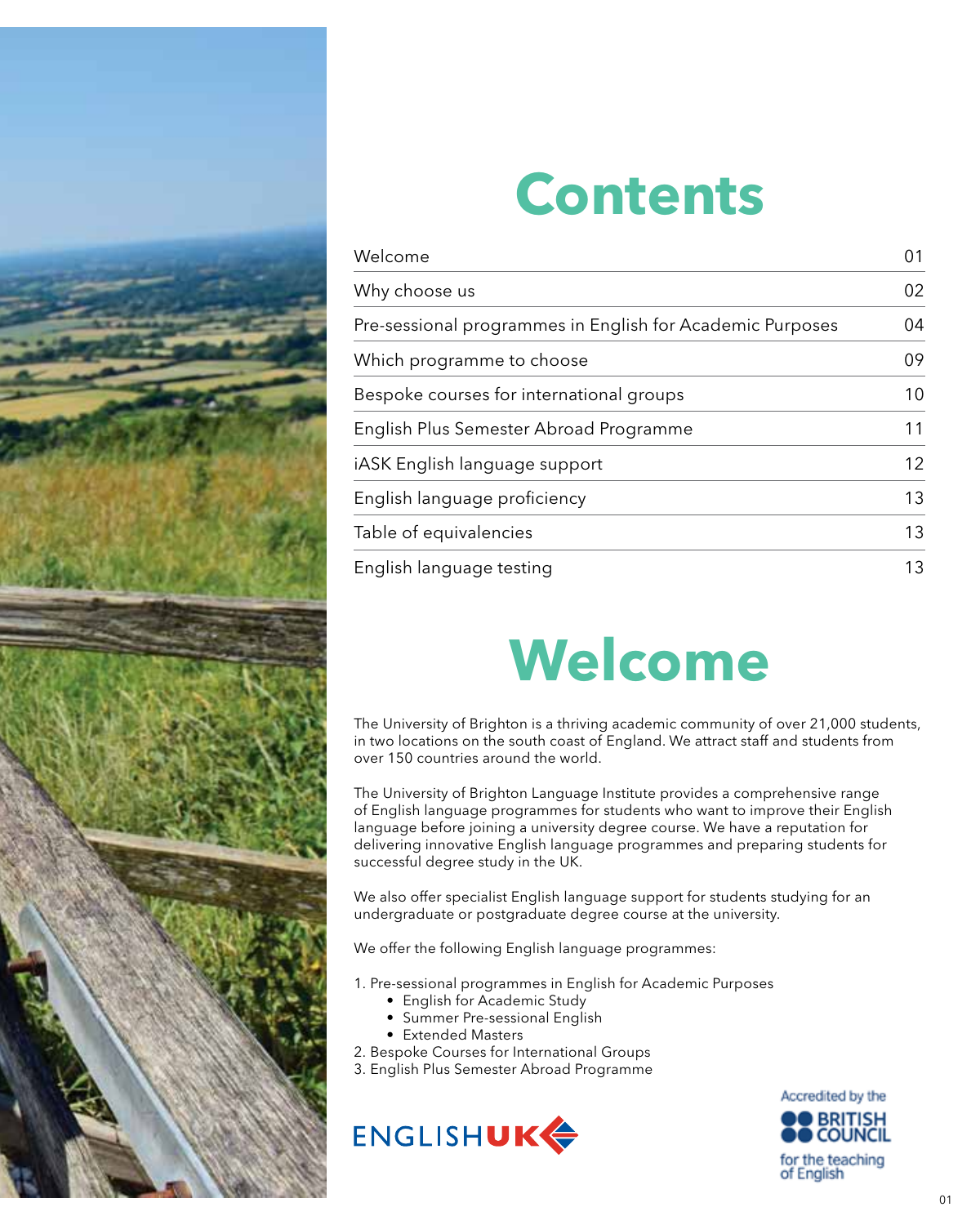# Contents

| | |
|---|---|
| Welcome | 01 |
| Why choose us | 02 |
| Pre-sessional programmes in English for Academic Purposes | 04 |
| Which programme to choose | 09 |
| Bespoke courses for international groups | 10 |
| English Plus Semester Abroad Programme | 11 |
| iASK English language support | 12 |
| English language proficiency | 13 |
| Table of equivalencies | 13 |
| English language testing | 13 |

# Welcome

The University of Brighton is a thriving academic community of over 21,000 students, in two locations on the south coast of England. We attract staff and students from over 150 countries around the world.

The University of Brighton Language Institute provides a comprehensive range of English language programmes for students who want to improve their English language before joining a university degree course. We have a reputation for delivering innovative English language programmes and preparing students for successful degree study in the UK.

We also offer specialist English language support for students studying for an undergraduate or postgraduate degree course at the university.

We offer the following English language programmes:

1. Pre-sessional programmes in English for Academic Purposes
   - English for Academic Study
   - Summer Pre-sessional English
   - Extended Masters
2. Bespoke Courses for International Groups
3. English Plus Semester Abroad Programme

ENGLISHUK

Accredited by the BRITISH COUNCIL for the teaching of English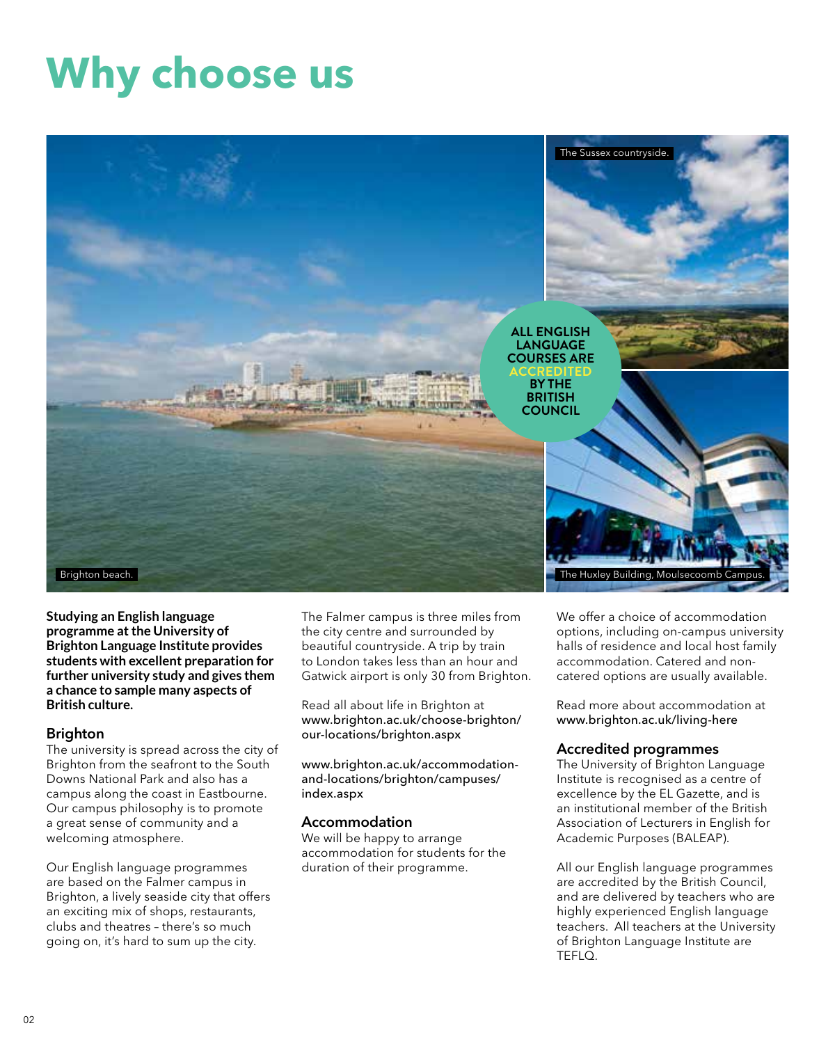# Why choose us

Brighton beach.

The Sussex countryside.

The Huxley Building, Moulsecoomb Campus.

ALL ENGLISH LANGUAGE COURSES ARE ACCREDITED BY THE BRITISH COUNCIL

**Studying an English language programme at the University of Brighton Language Institute provides students with excellent preparation for further university study and gives them a chance to sample many aspects of British culture.**

## Brighton

The university is spread across the city of Brighton from the seafront to the South Downs National Park and also has a campus along the coast in Eastbourne. Our campus philosophy is to promote a great sense of community and a welcoming atmosphere.

Our English language programmes are based on the Falmer campus in Brighton, a lively seaside city that offers an exciting mix of shops, restaurants, clubs and theatres – there's so much going on, it's hard to sum up the city.

The Falmer campus is three miles from the city centre and surrounded by beautiful countryside. A trip by train to London takes less than an hour and Gatwick airport is only 30 from Brighton.

Read all about life in Brighton at www.brighton.ac.uk/choose-brighton/our-locations/brighton.aspx

www.brighton.ac.uk/accommodation-and-locations/brighton/campuses/index.aspx

## Accommodation

We will be happy to arrange accommodation for students for the duration of their programme.

We offer a choice of accommodation options, including on-campus university halls of residence and local host family accommodation. Catered and non-catered options are usually available.

Read more about accommodation at www.brighton.ac.uk/living-here

## Accredited programmes

The University of Brighton Language Institute is recognised as a centre of excellence by the EL Gazette, and is an institutional member of the British Association of Lecturers in English for Academic Purposes (BALEAP).

All our English language programmes are accredited by the British Council, and are delivered by teachers who are highly experienced English language teachers. All teachers at the University of Brighton Language Institute are TEFLQ.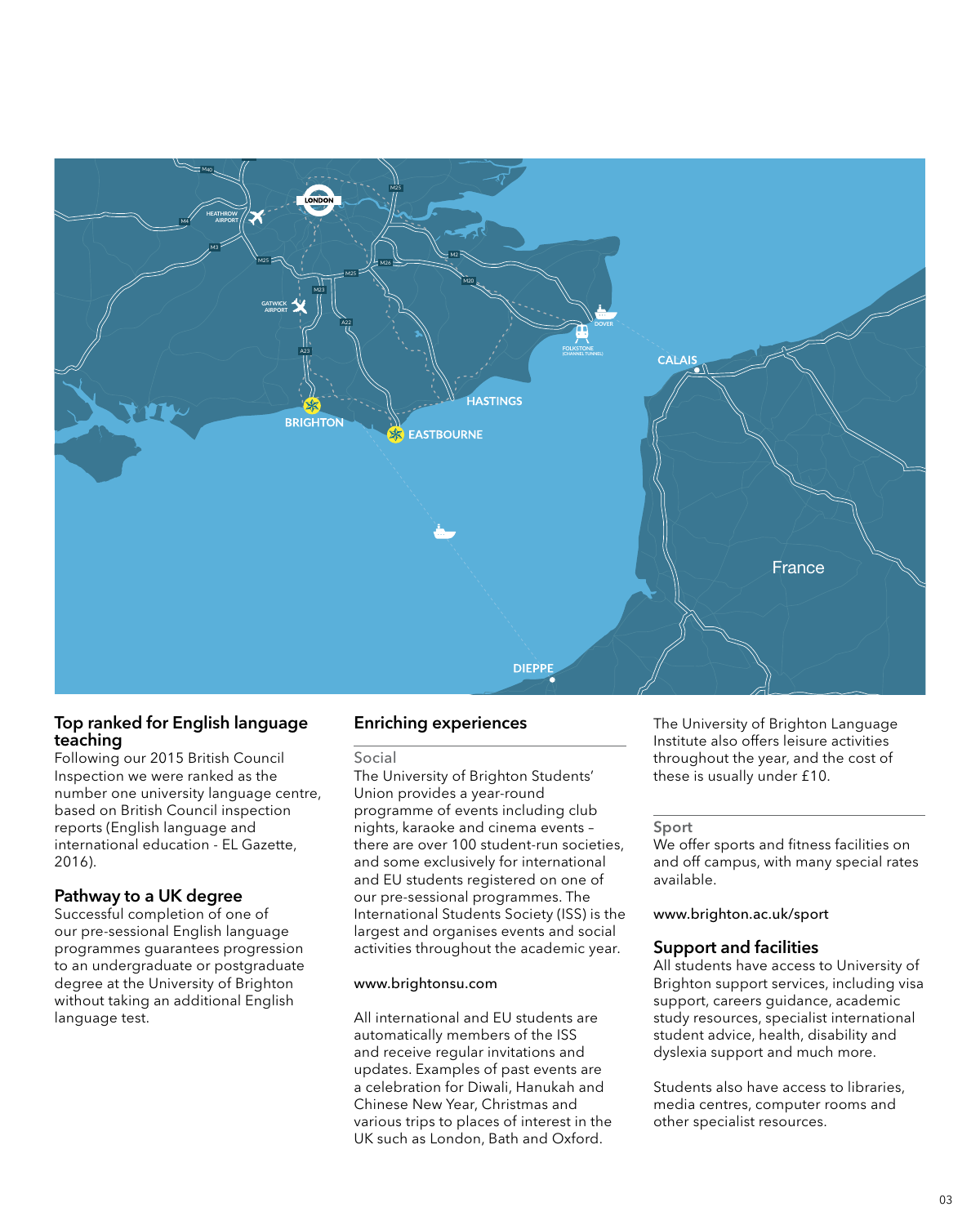## Top ranked for English language teaching

Following our 2015 British Council Inspection we were ranked as the number one university language centre, based on British Council inspection reports (English language and international education - EL Gazette, 2016).

## Pathway to a UK degree

Successful completion of one of our pre-sessional English language programmes guarantees progression to an undergraduate or postgraduate degree at the University of Brighton without taking an additional English language test.

## Enriching experiences

### Social

The University of Brighton Students' Union provides a year-round programme of events including club nights, karaoke and cinema events – there are over 100 student-run societies, and some exclusively for international and EU students registered on one of our pre-sessional programmes. The International Students Society (ISS) is the largest and organises events and social activities throughout the academic year.

www.brightonsu.com

All international and EU students are automatically members of the ISS and receive regular invitations and updates. Examples of past events are a celebration for Diwali, Hanukah and Chinese New Year, Christmas and various trips to places of interest in the UK such as London, Bath and Oxford.

The University of Brighton Language Institute also offers leisure activities throughout the year, and the cost of these is usually under £10.

### Sport

We offer sports and fitness facilities on and off campus, with many special rates available.

www.brighton.ac.uk/sport

## Support and facilities

All students have access to University of Brighton support services, including visa support, careers guidance, academic study resources, specialist international student advice, health, disability and dyslexia support and much more.

Students also have access to libraries, media centres, computer rooms and other specialist resources.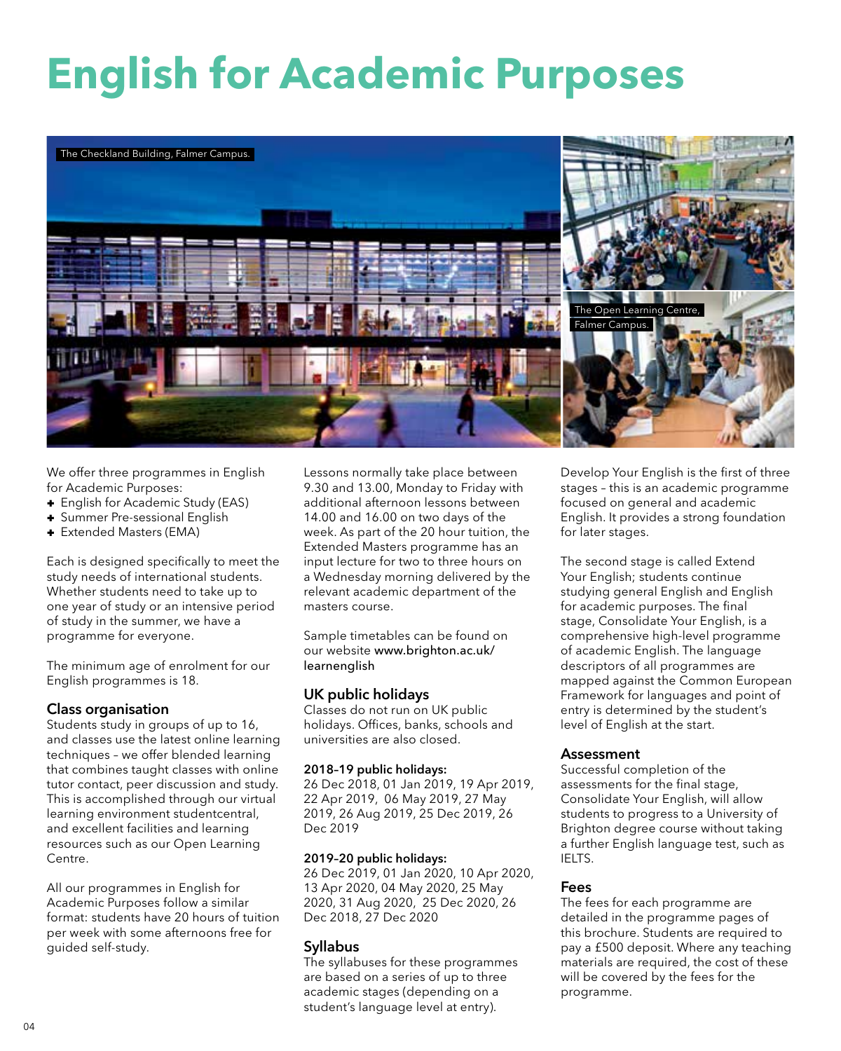# English for Academic Purposes

The Checkland Building, Falmer Campus.

The Open Learning Centre, Falmer Campus.

We offer three programmes in English for Academic Purposes:

- English for Academic Study (EAS)
- Summer Pre-sessional English
- Extended Masters (EMA)

Each is designed specifically to meet the study needs of international students. Whether students need to take up to one year of study or an intensive period of study in the summer, we have a programme for everyone.

The minimum age of enrolment for our English programmes is 18.

## Class organisation

Students study in groups of up to 16, and classes use the latest online learning techniques – we offer blended learning that combines taught classes with online tutor contact, peer discussion and study. This is accomplished through our virtual learning environment studentcentral, and excellent facilities and learning resources such as our Open Learning Centre.

All our programmes in English for Academic Purposes follow a similar format: students have 20 hours of tuition per week with some afternoons free for guided self-study.

Lessons normally take place between 9.30 and 13.00, Monday to Friday with additional afternoon lessons between 14.00 and 16.00 on two days of the week. As part of the 20 hour tuition, the Extended Masters programme has an input lecture for two to three hours on a Wednesday morning delivered by the relevant academic department of the masters course.

Sample timetables can be found on our website **www.brighton.ac.uk/learnenglish**

## UK public holidays

Classes do not run on UK public holidays. Offices, banks, schools and universities are also closed.

**2018–19 public holidays:**
26 Dec 2018, 01 Jan 2019, 19 Apr 2019, 22 Apr 2019, 06 May 2019, 27 May 2019, 26 Aug 2019, 25 Dec 2019, 26 Dec 2019

**2019–20 public holidays:**
26 Dec 2019, 01 Jan 2020, 10 Apr 2020, 13 Apr 2020, 04 May 2020, 25 May 2020, 31 Aug 2020, 25 Dec 2020, 26 Dec 2018, 27 Dec 2020

## Syllabus

The syllabuses for these programmes are based on a series of up to three academic stages (depending on a student's language level at entry).

Develop Your English is the first of three stages – this is an academic programme focused on general and academic English. It provides a strong foundation for later stages.

The second stage is called Extend Your English; students continue studying general English and English for academic purposes. The final stage, Consolidate Your English, is a comprehensive high-level programme of academic English. The language descriptors of all programmes are mapped against the Common European Framework for languages and point of entry is determined by the student's level of English at the start.

## Assessment

Successful completion of the assessments for the final stage, Consolidate Your English, will allow students to progress to a University of Brighton degree course without taking a further English language test, such as IELTS.

## Fees

The fees for each programme are detailed in the programme pages of this brochure. Students are required to pay a £500 deposit. Where any teaching materials are required, the cost of these will be covered by the fees for the programme.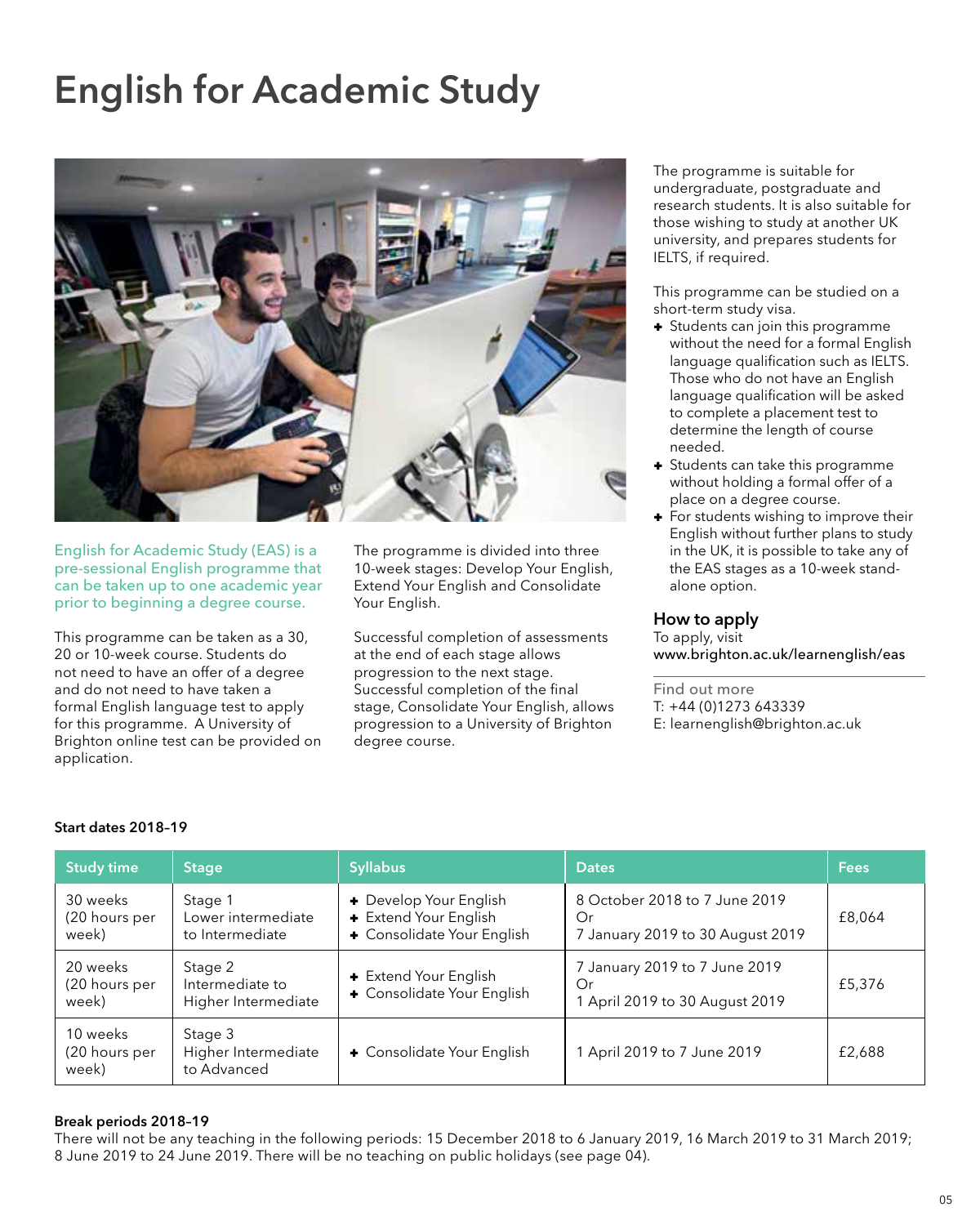# English for Academic Study

English for Academic Study (EAS) is a pre-sessional English programme that can be taken up to one academic year prior to beginning a degree course.

This programme can be taken as a 30, 20 or 10-week course. Students do not need to have an offer of a degree and do not need to have taken a formal English language test to apply for this programme. A University of Brighton online test can be provided on application.

The programme is divided into three 10-week stages: Develop Your English, Extend Your English and Consolidate Your English.

Successful completion of assessments at the end of each stage allows progression to the next stage. Successful completion of the final stage, Consolidate Your English, allows progression to a University of Brighton degree course.

The programme is suitable for undergraduate, postgraduate and research students. It is also suitable for those wishing to study at another UK university, and prepares students for IELTS, if required.

This programme can be studied on a short-term study visa.

- Students can join this programme without the need for a formal English language qualification such as IELTS. Those who do not have an English language qualification will be asked to complete a placement test to determine the length of course needed.
- Students can take this programme without holding a formal offer of a place on a degree course.
- For students wishing to improve their English without further plans to study in the UK, it is possible to take any of the EAS stages as a 10-week stand-alone option.

## How to apply

To apply, visit
www.brighton.ac.uk/learnenglish/eas

Find out more
T: +44 (0)1273 643339
E: learnenglish@brighton.ac.uk

**Start dates 2018–19**

| Study time | Stage | Syllabus | Dates | Fees |
|---|---|---|---|---|
| 30 weeks (20 hours per week) | Stage 1 Lower intermediate to Intermediate | + Develop Your English<br>+ Extend Your English<br>+ Consolidate Your English | 8 October 2018 to 7 June 2019<br>Or<br>7 January 2019 to 30 August 2019 | £8,064 |
| 20 weeks (20 hours per week) | Stage 2 Intermediate to Higher Intermediate | + Extend Your English<br>+ Consolidate Your English | 7 January 2019 to 7 June 2019<br>Or<br>1 April 2019 to 30 August 2019 | £5,376 |
| 10 weeks (20 hours per week) | Stage 3 Higher Intermediate to Advanced | + Consolidate Your English | 1 April 2019 to 7 June 2019 | £2,688 |

**Break periods 2018–19**

There will not be any teaching in the following periods: 15 December 2018 to 6 January 2019, 16 March 2019 to 31 March 2019; 8 June 2019 to 24 June 2019. There will be no teaching on public holidays (see page 04).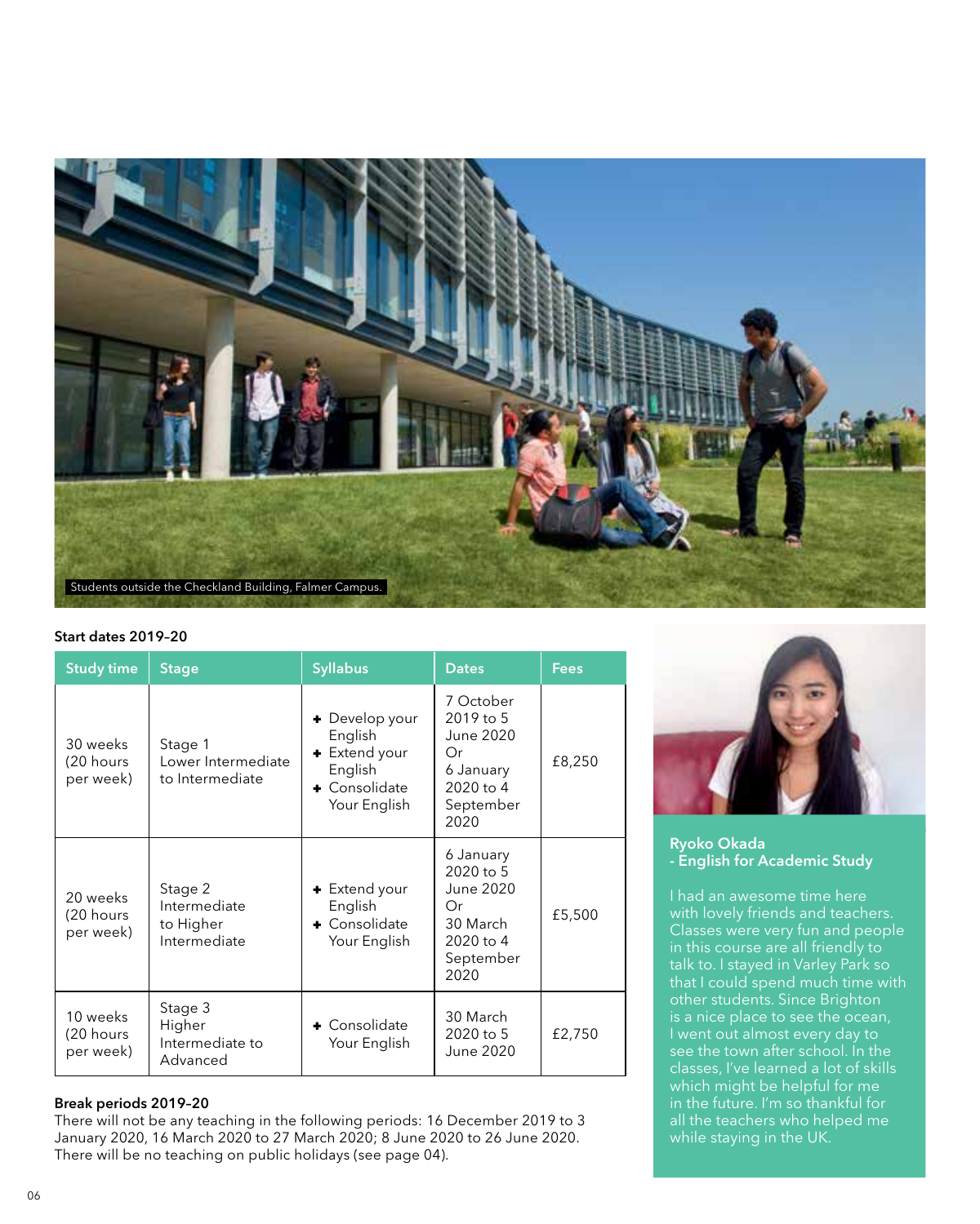Students outside the Checkland Building, Falmer Campus.

**Start dates 2019–20**

| Study time | Stage | Syllabus | Dates | Fees |
|---|---|---|---|---|
| 30 weeks (20 hours per week) | Stage 1 Lower Intermediate to Intermediate | + Develop your English + Extend your English + Consolidate Your English | 7 October 2019 to 5 June 2020 Or 6 January 2020 to 4 September 2020 | £8,250 |
| 20 weeks (20 hours per week) | Stage 2 Intermediate to Higher Intermediate | + Extend your English + Consolidate Your English | 6 January 2020 to 5 June 2020 Or 30 March 2020 to 4 September 2020 | £5,500 |
| 10 weeks (20 hours per week) | Stage 3 Higher Intermediate to Advanced | + Consolidate Your English | 30 March 2020 to 5 June 2020 | £2,750 |

**Break periods 2019–20**

There will not be any teaching in the following periods: 16 December 2019 to 3 January 2020, 16 March 2020 to 27 March 2020; 8 June 2020 to 26 June 2020. There will be no teaching on public holidays (see page 04).

**Ryoko Okada**
**- English for Academic Study**

I had an awesome time here with lovely friends and teachers. Classes were very fun and people in this course are all friendly to talk to. I stayed in Varley Park so that I could spend much time with other students. Since Brighton is a nice place to see the ocean, I went out almost every day to see the town after school. In the classes, I've learned a lot of skills which might be helpful for me in the future. I'm so thankful for all the teachers who helped me while staying in the UK.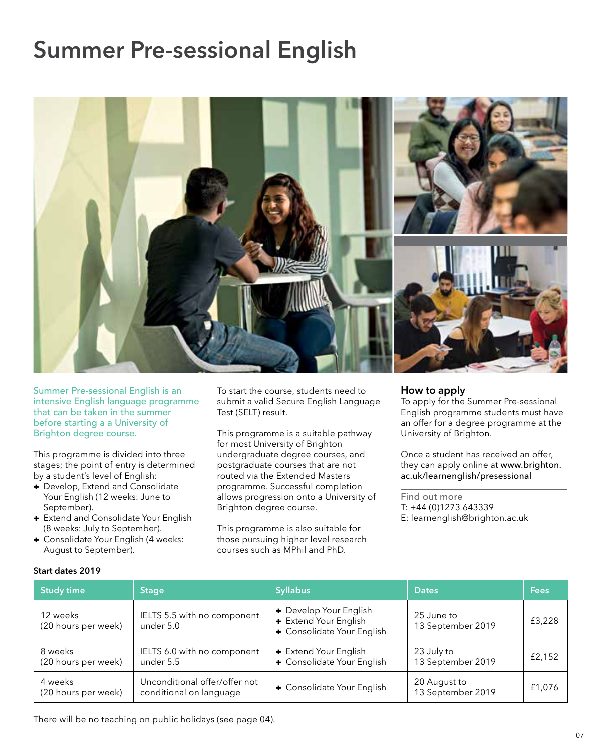# Summary Pre-sessional English

Summer Pre-sessional English is an intensive English language programme that can be taken in the summer before starting a a University of Brighton degree course.

This programme is divided into three stages; the point of entry is determined by a student's level of English:

- Develop, Extend and Consolidate Your English (12 weeks: June to September).
- Extend and Consolidate Your English (8 weeks: July to September).
- Consolidate Your English (4 weeks: August to September).

To start the course, students need to submit a valid Secure English Language Test (SELT) result.

This programme is a suitable pathway for most University of Brighton undergraduate degree courses, and postgraduate courses that are not routed via the Extended Masters programme. Successful completion allows progression onto a University of Brighton degree course.

This programme is also suitable for those pursuing higher level research courses such as MPhil and PhD.

## How to apply

To apply for the Summer Pre-sessional English programme students must have an offer for a degree programme at the University of Brighton.

Once a student has received an offer, they can apply online at www.brighton.ac.uk/learnenglish/presessional

Find out more
T: +44 (0)1273 643339
E: learnenglish@brighton.ac.uk

**Start dates 2019**

| Study time | Stage | Syllabus | Dates | Fees |
|---|---|---|---|---|
| 12 weeks (20 hours per week) | IELTS 5.5 with no component under 5.0 | + Develop Your English<br>+ Extend Your English<br>+ Consolidate Your English | 25 June to 13 September 2019 | £3,228 |
| 8 weeks (20 hours per week) | IELTS 6.0 with no component under 5.5 | + Extend Your English<br>+ Consolidate Your English | 23 July to 13 September 2019 | £2,152 |
| 4 weeks (20 hours per week) | Unconditional offer/offer not conditional on language | + Consolidate Your English | 20 August to 13 September 2019 | £1,076 |

There will be no teaching on public holidays (see page 04).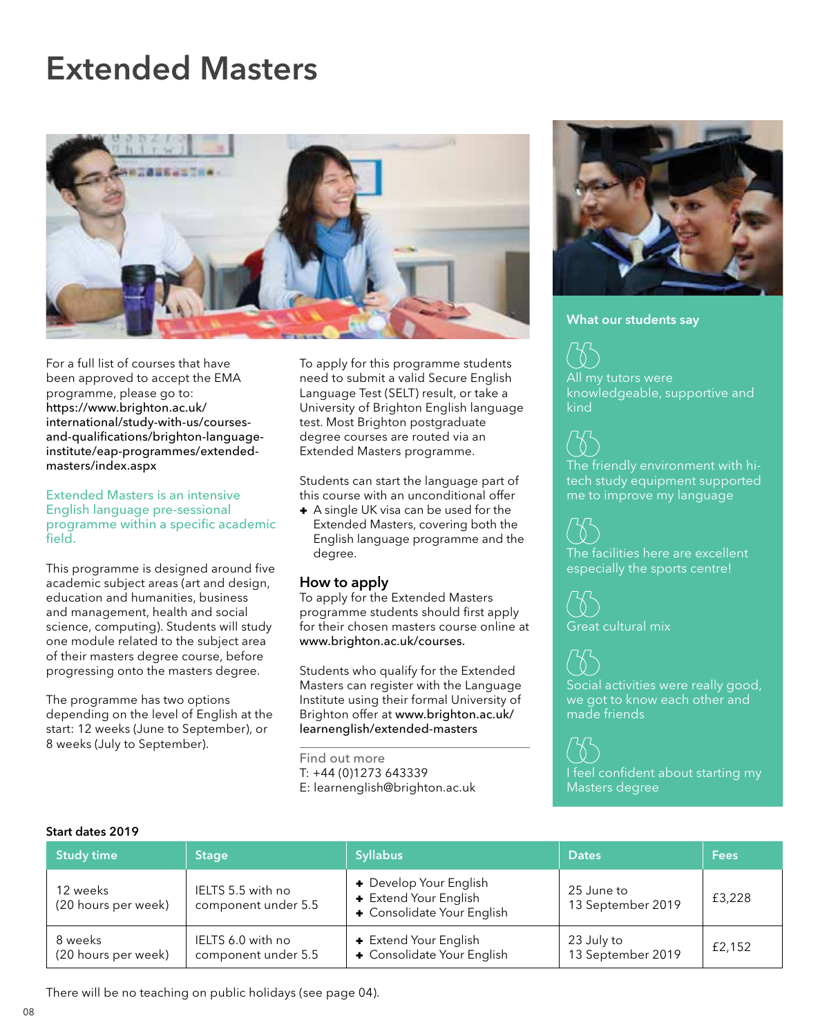# Extended Masters

For a full list of courses that have been approved to accept the EMA programme, please go to: https://www.brighton.ac.uk/international/study-with-us/courses-and-qualifications/brighton-language-institute/eap-programmes/extended-masters/index.aspx

Extended Masters is an intensive English language pre-sessional programme within a specific academic field.

This programme is designed around five academic subject areas (art and design, education and humanities, business and management, health and social science, computing). Students will study one module related to the subject area of their masters degree course, before progressing onto the masters degree.

The programme has two options depending on the level of English at the start: 12 weeks (June to September), or 8 weeks (July to September).

To apply for this programme students need to submit a valid Secure English Language Test (SELT) result, or take a University of Brighton English language test. Most Brighton postgraduate degree courses are routed via an Extended Masters programme.

Students can start the language part of this course with an unconditional offer

- A single UK visa can be used for the Extended Masters, covering both the English language programme and the degree.

## How to apply

To apply for the Extended Masters programme students should first apply for their chosen masters course online at **www.brighton.ac.uk/courses.**

Students who qualify for the Extended Masters can register with the Language Institute using their formal University of Brighton offer at **www.brighton.ac.uk/learnenglish/extended-masters**

Find out more
T: +44 (0)1273 643339
E: learnenglish@brighton.ac.uk

### What our students say

"All my tutors were knowledgeable, supportive and kind"

"The friendly environment with hi-tech study equipment supported me to improve my language"

"The facilities here are excellent especially the sports centre!"

"Great cultural mix"

"Social activities were really good, we got to know each other and made friends"

"I feel confident about starting my Masters degree"

**Start dates 2019**

| Study time | Stage | Syllabus | Dates | Fees |
|---|---|---|---|---|
| 12 weeks (20 hours per week) | IELTS 5.5 with no component under 5.5 | + Develop Your English<br>+ Extend Your English<br>+ Consolidate Your English | 25 June to 13 September 2019 | £3,228 |
| 8 weeks (20 hours per week) | IELTS 6.0 with no component under 5.5 | + Extend Your English<br>+ Consolidate Your English | 23 July to 13 September 2019 | £2,152 |

There will be no teaching on public holidays (see page 04).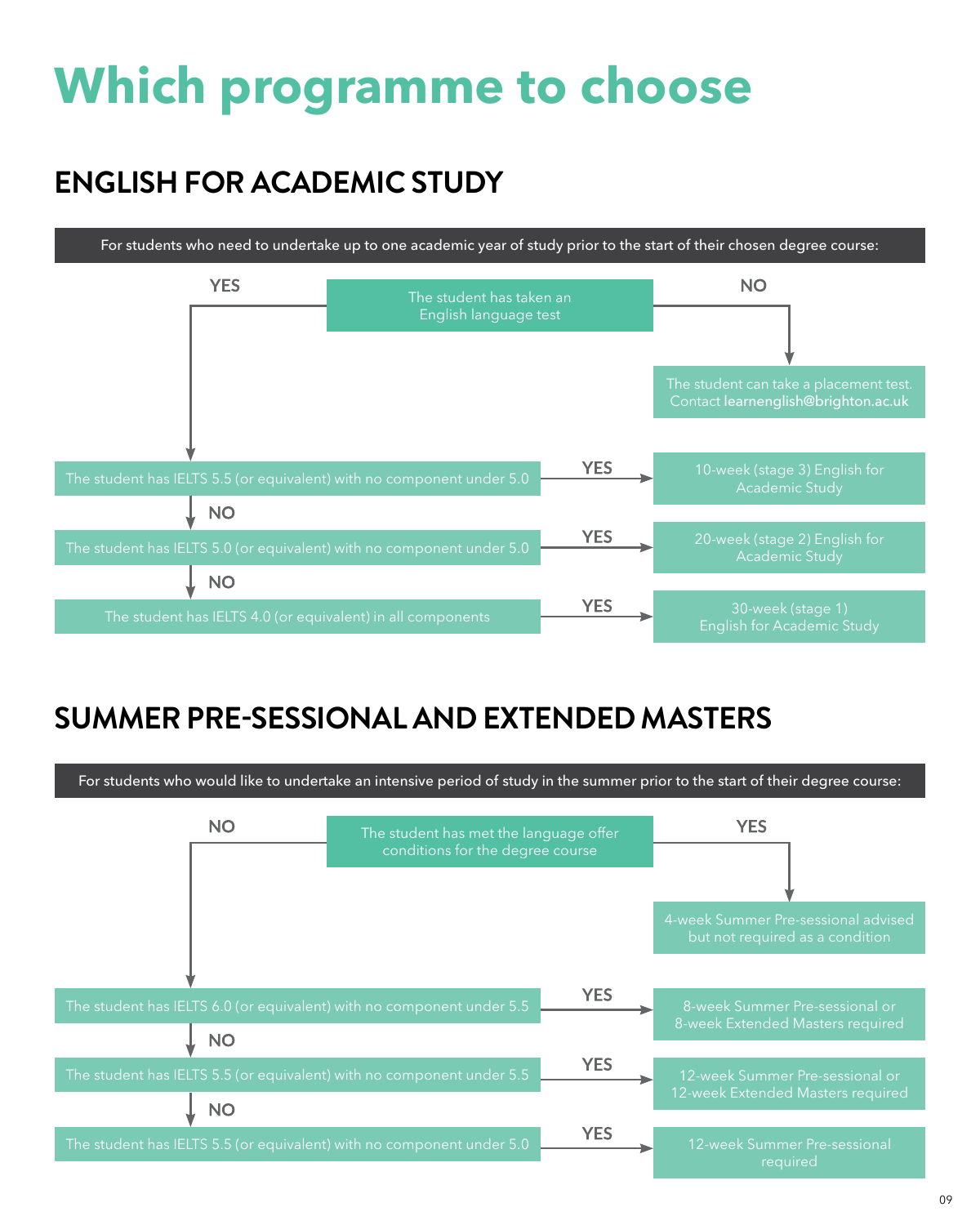# Which programme to choose

## ENGLISH FOR ACADEMIC STUDY

For students who need to undertake up to one academic year of study prior to the start of their chosen degree course:

The student has taken an English language test

- **NO** → The student can take a placement test. Contact **learnenglish@brighton.ac.uk**
- **YES** →
  - The student has IELTS 5.5 (or equivalent) with no component under 5.0
    - **YES** → 10-week (stage 3) English for Academic Study
    - **NO** ↓
  - The student has IELTS 5.0 (or equivalent) with no component under 5.0
    - **YES** → 20-week (stage 2) English for Academic Study
    - **NO** ↓
  - The student has IELTS 4.0 (or equivalent) in all components
    - **YES** → 30-week (stage 1) English for Academic Study

## SUMMER PRE-SESSIONAL AND EXTENDED MASTERS

For students who would like to undertake an intensive period of study in the summer prior to the start of their degree course:

The student has met the language offer conditions for the degree course

- **YES** → 4-week Summer Pre-sessional advised but not required as a condition
- **NO** →
  - The student has IELTS 6.0 (or equivalent) with no component under 5.5
    - **YES** → 8-week Summer Pre-sessional or 8-week Extended Masters required
    - **NO** ↓
  - The student has IELTS 5.5 (or equivalent) with no component under 5.5
    - **YES** → 12-week Summer Pre-sessional or 12-week Extended Masters required
    - **NO** ↓
  - The student has IELTS 5.5 (or equivalent) with no component under 5.0
    - **YES** → 12-week Summer Pre-sessional required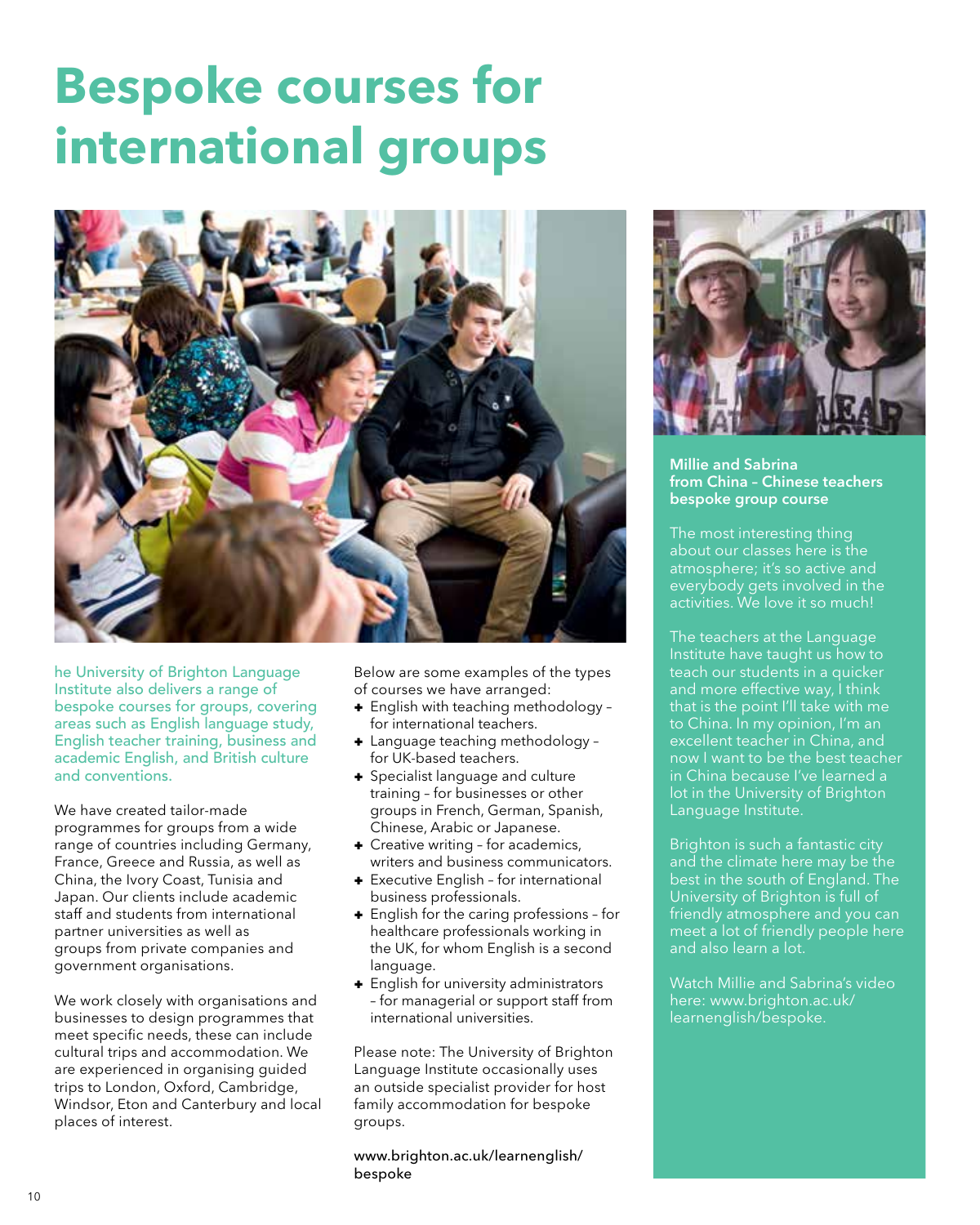# Bespoke courses for international groups

he University of Brighton Language Institute also delivers a range of bespoke courses for groups, covering areas such as English language study, English teacher training, business and academic English, and British culture and conventions.

We have created tailor-made programmes for groups from a wide range of countries including Germany, France, Greece and Russia, as well as China, the Ivory Coast, Tunisia and Japan. Our clients include academic staff and students from international partner universities as well as groups from private companies and government organisations.

We work closely with organisations and businesses to design programmes that meet specific needs, these can include cultural trips and accommodation. We are experienced in organising guided trips to London, Oxford, Cambridge, Windsor, Eton and Canterbury and local places of interest.

Below are some examples of the types of courses we have arranged:

- English with teaching methodology – for international teachers.
- Language teaching methodology – for UK-based teachers.
- Specialist language and culture training – for businesses or other groups in French, German, Spanish, Chinese, Arabic or Japanese.
- Creative writing – for academics, writers and business communicators.
- Executive English – for international business professionals.
- English for the caring professions – for healthcare professionals working in the UK, for whom English is a second language.
- English for university administrators – for managerial or support staff from international universities.

Please note: The University of Brighton Language Institute occasionally uses an outside specialist provider for host family accommodation for bespoke groups.

www.brighton.ac.uk/learnenglish/bespoke

**Millie and Sabrina from China – Chinese teachers bespoke group course**

The most interesting thing about our classes here is the atmosphere; it's so active and everybody gets involved in the activities. We love it so much!

The teachers at the Language Institute have taught us how to teach our students in a quicker and more effective way, I think that is the point I'll take with me to China. In my opinion, I'm an excellent teacher in China, and now I want to be the best teacher in China because I've learned a lot in the University of Brighton Language Institute.

Brighton is such a fantastic city and the climate here may be the best in the south of England. The University of Brighton is full of friendly atmosphere and you can meet a lot of friendly people here and also learn a lot.

Watch Millie and Sabrina's video here: www.brighton.ac.uk/learnenglish/bespoke.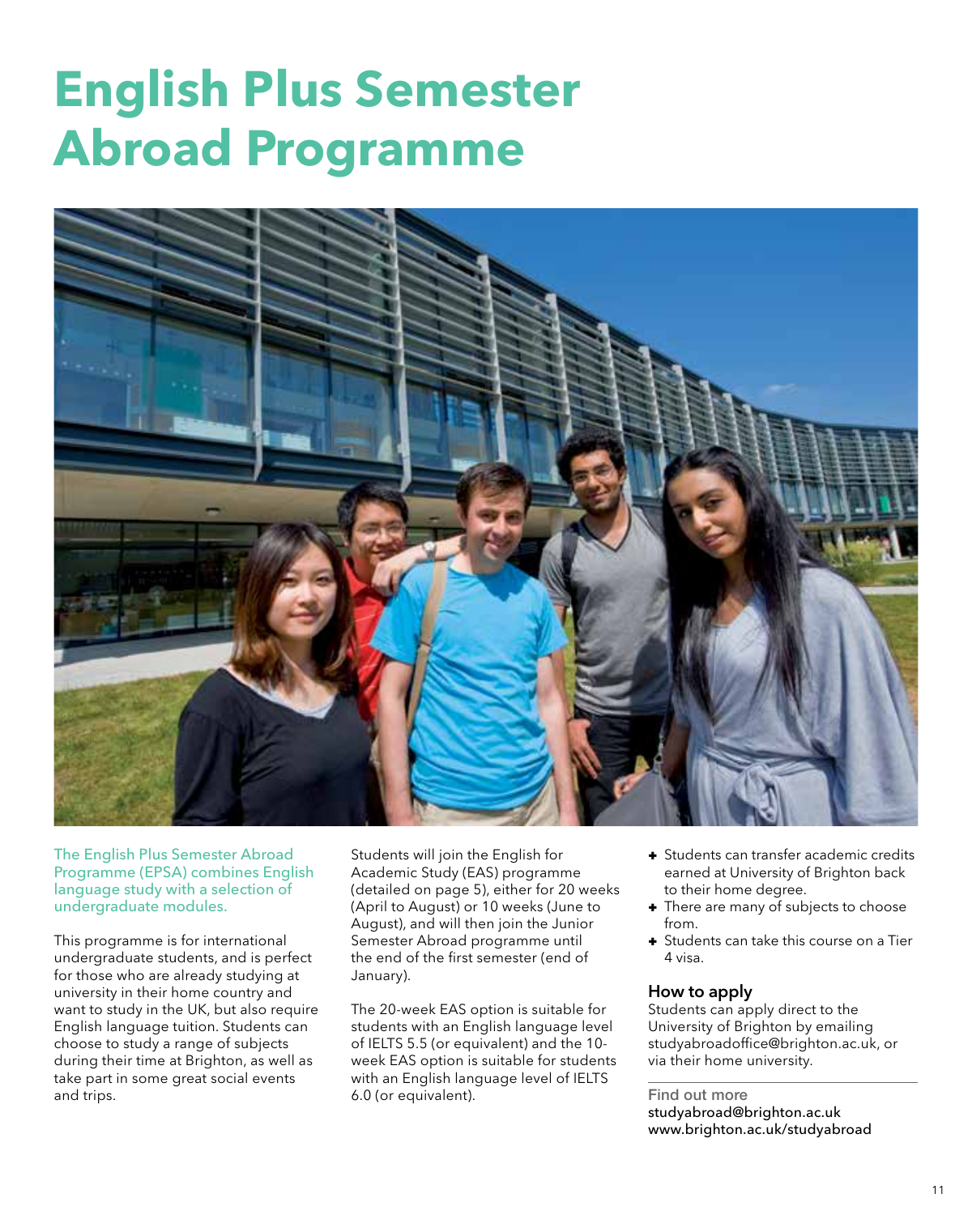# English Plus Semester Abroad Programme

The English Plus Semester Abroad Programme (EPSA) combines English language study with a selection of undergraduate modules.

This programme is for international undergraduate students, and is perfect for those who are already studying at university in their home country and want to study in the UK, but also require English language tuition. Students can choose to study a range of subjects during their time at Brighton, as well as take part in some great social events and trips.

Students will join the English for Academic Study (EAS) programme (detailed on page 5), either for 20 weeks (April to August) or 10 weeks (June to August), and will then join the Junior Semester Abroad programme until the end of the first semester (end of January).

The 20-week EAS option is suitable for students with an English language level of IELTS 5.5 (or equivalent) and the 10-week EAS option is suitable for students with an English language level of IELTS 6.0 (or equivalent).

- Students can transfer academic credits earned at University of Brighton back to their home degree.
- There are many of subjects to choose from.
- Students can take this course on a Tier 4 visa.

## How to apply

Students can apply direct to the University of Brighton by emailing studyabroadoffice@brighton.ac.uk, or via their home university.

**Find out more**
studyabroad@brighton.ac.uk
www.brighton.ac.uk/studyabroad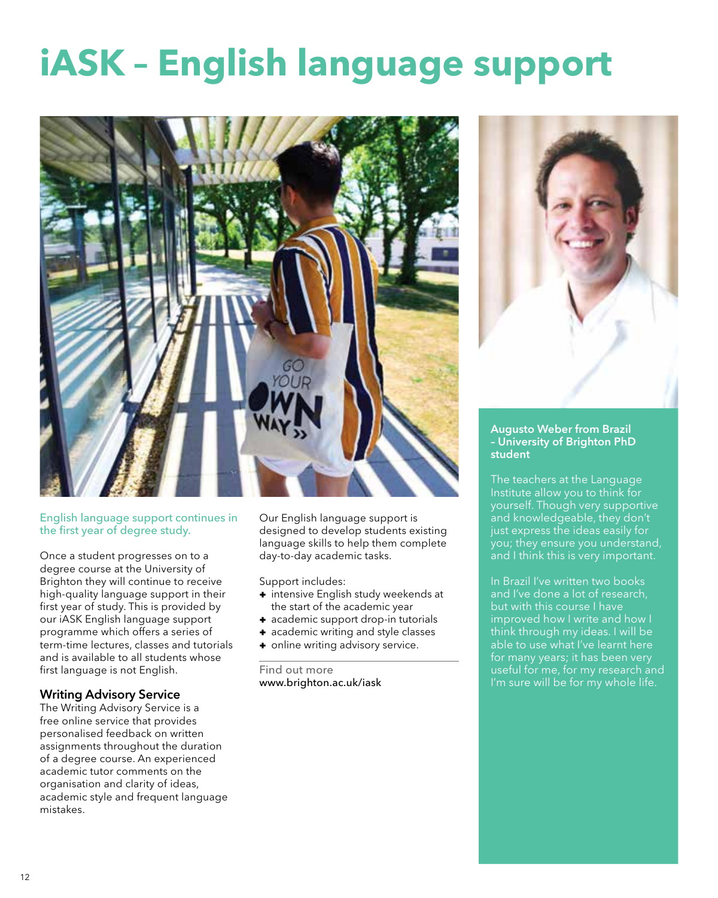# iASK – English language support

English language support continues in the first year of degree study.

Once a student progresses on to a degree course at the University of Brighton they will continue to receive high-quality language support in their first year of study. This is provided by our iASK English language support programme which offers a series of term-time lectures, classes and tutorials and is available to all students whose first language is not English.

## Writing Advisory Service

The Writing Advisory Service is a free online service that provides personalised feedback on written assignments throughout the duration of a degree course. An experienced academic tutor comments on the organisation and clarity of ideas, academic style and frequent language mistakes.

Our English language support is designed to develop students existing language skills to help them complete day-to-day academic tasks.

Support includes:

- intensive English study weekends at the start of the academic year
- academic support drop-in tutorials
- academic writing and style classes
- online writing advisory service.

Find out more
www.brighton.ac.uk/iask

**Augusto Weber from Brazil – University of Brighton PhD student**

The teachers at the Language Institute allow you to think for yourself. Though very supportive and knowledgeable, they don't just express the ideas easily for you; they ensure you understand, and I think this is very important.

In Brazil I've written two books and I've done a lot of research, but with this course I have improved how I write and how I think through my ideas. I will be able to use what I've learnt here for many years; it has been very useful for me, for my research and I'm sure will be for my whole life.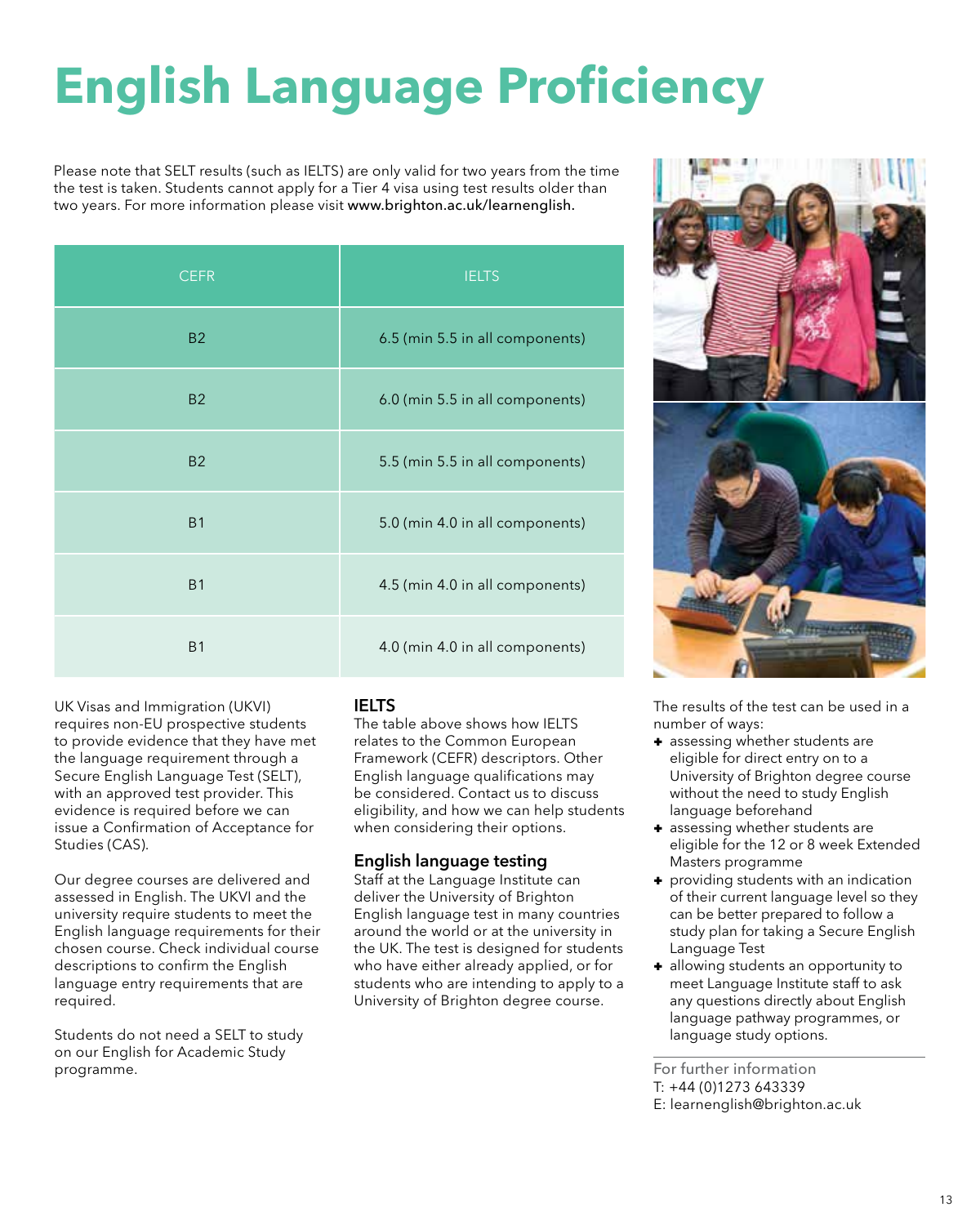# English Language Proficiency

Please note that SELT results (such as IELTS) are only valid for two years from the time the test is taken. Students cannot apply for a Tier 4 visa using test results older than two years. For more information please visit www.brighton.ac.uk/learnenglish.

| CEFR | IELTS |
| --- | --- |
| B2 | 6.5 (min 5.5 in all components) |
| B2 | 6.0 (min 5.5 in all components) |
| B2 | 5.5 (min 5.5 in all components) |
| B1 | 5.0 (min 4.0 in all components) |
| B1 | 4.5 (min 4.0 in all components) |
| B1 | 4.0 (min 4.0 in all components) |

UK Visas and Immigration (UKVI) requires non-EU prospective students to provide evidence that they have met the language requirement through a Secure English Language Test (SELT), with an approved test provider. This evidence is required before we can issue a Confirmation of Acceptance for Studies (CAS).

Our degree courses are delivered and assessed in English. The UKVI and the university require students to meet the English language requirements for their chosen course. Check individual course descriptions to confirm the English language entry requirements that are required.

Students do not need a SELT to study on our English for Academic Study programme.

### IELTS

The table above shows how IELTS relates to the Common European Framework (CEFR) descriptors. Other English language qualifications may be considered. Contact us to discuss eligibility, and how we can help students when considering their options.

### English language testing

Staff at the Language Institute can deliver the University of Brighton English language test in many countries around the world or at the university in the UK. The test is designed for students who have either already applied, or for students who are intending to apply to a University of Brighton degree course.

The results of the test can be used in a number of ways:

- assessing whether students are eligible for direct entry on to a University of Brighton degree course without the need to study English language beforehand
- assessing whether students are eligible for the 12 or 8 week Extended Masters programme
- providing students with an indication of their current language level so they can be better prepared to follow a study plan for taking a Secure English Language Test
- allowing students an opportunity to meet Language Institute staff to ask any questions directly about English language pathway programmes, or language study options.

For further information
T: +44 (0)1273 643339
E: learnenglish@brighton.ac.uk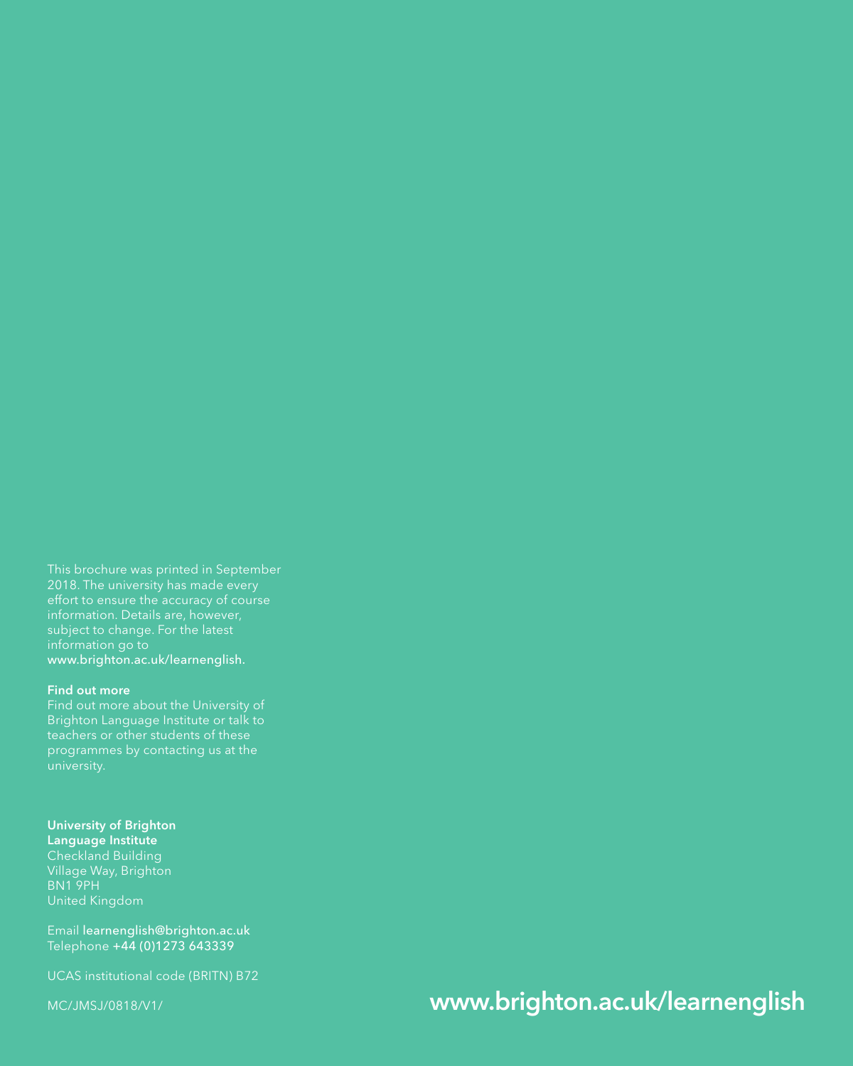This brochure was printed in September 2018. The university has made every effort to ensure the accuracy of course information. Details are, however, subject to change. For the latest information go to **www.brighton.ac.uk/learnenglish.**

**Find out more**

Find out more about the University of Brighton Language Institute or talk to teachers or other students of these programmes by contacting us at the university.

**University of Brighton Language Institute**
Checkland Building
Village Way, Brighton
BN1 9PH
United Kingdom

Email **learnenglish@brighton.ac.uk**
Telephone **+44 (0)1273 643339**

UCAS institutional code (BRITN) B72

MC/JMSJ/0818/V1/

**www.brighton.ac.uk/learnenglish**